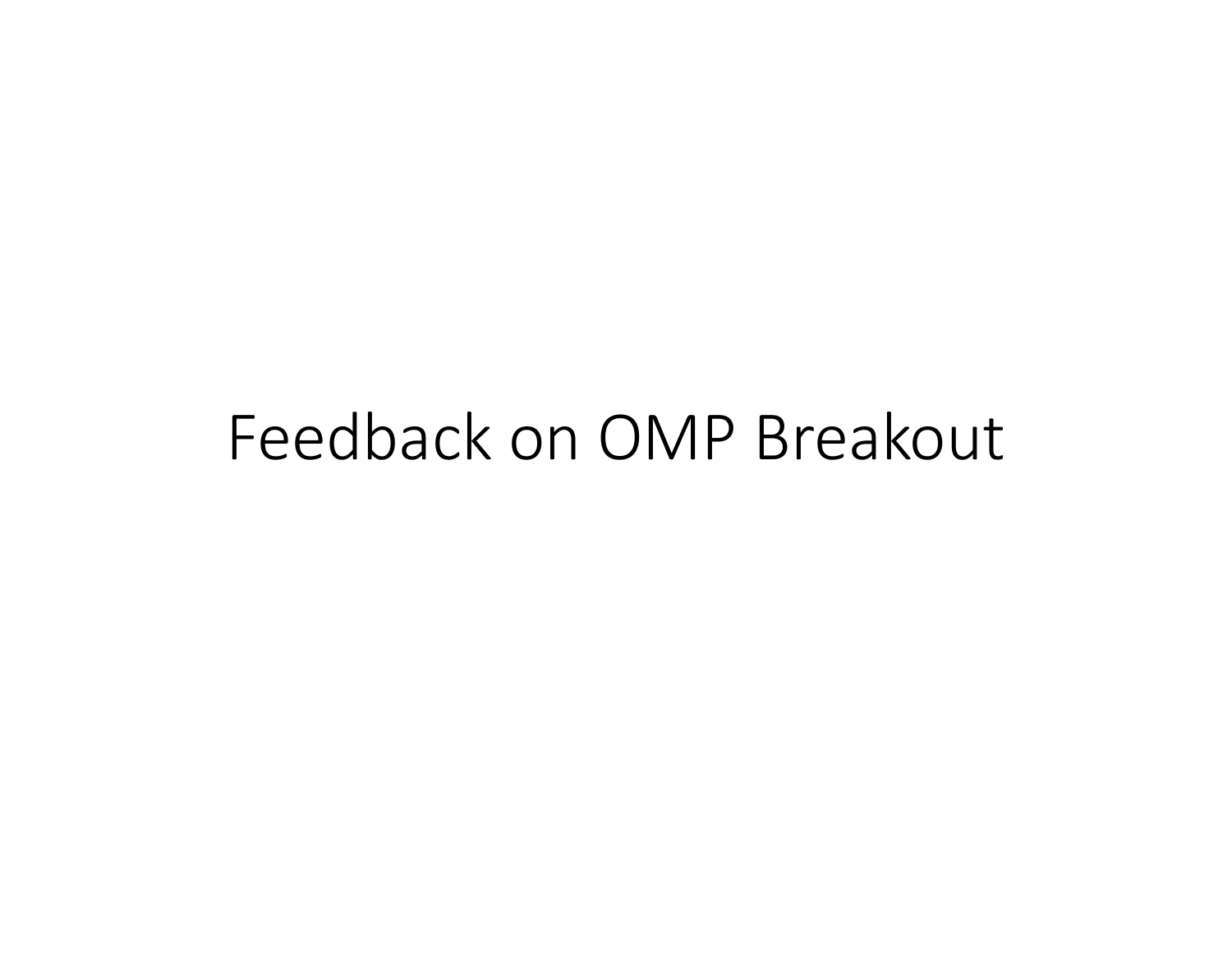# Feedback on OMP Breakout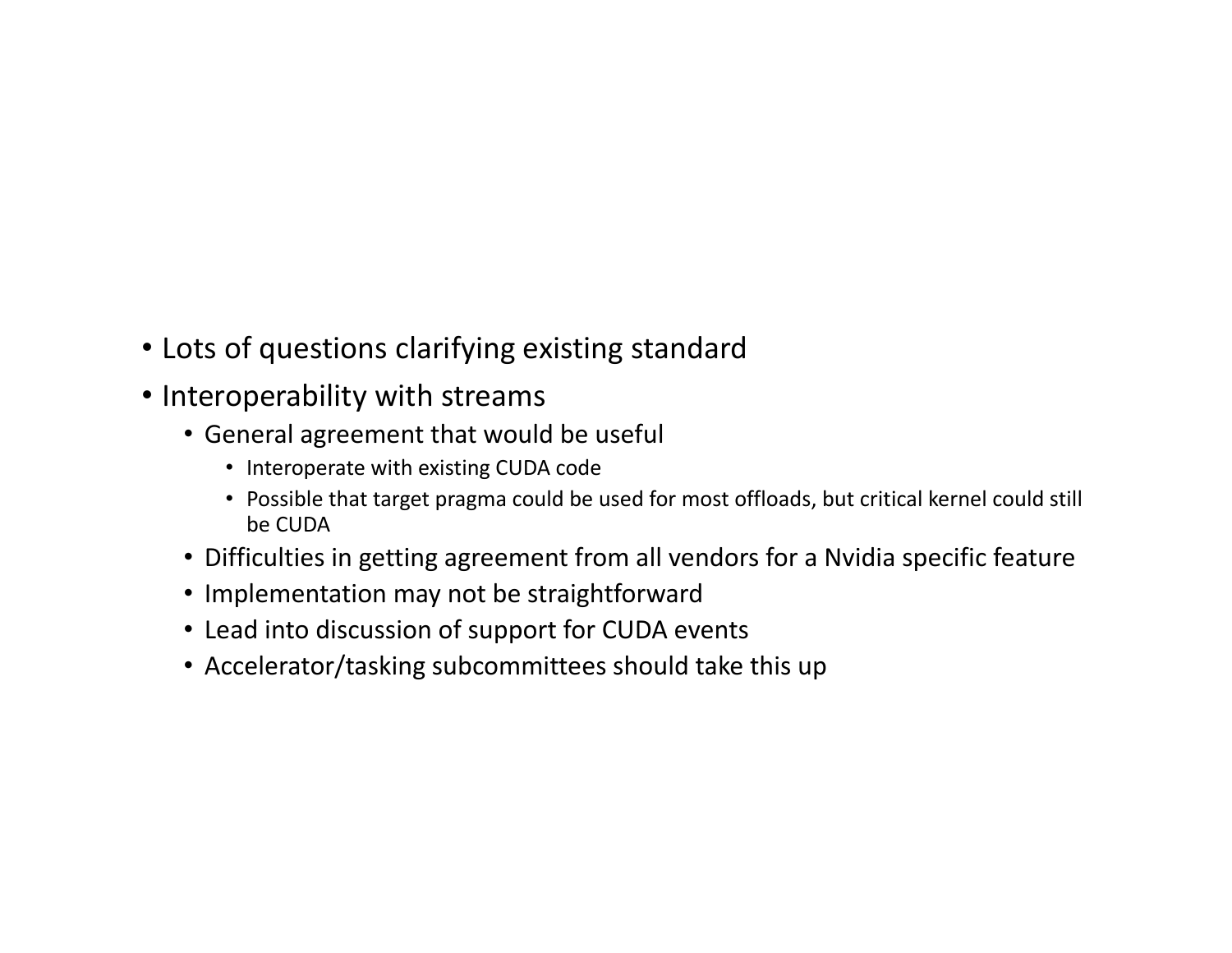- Lots of questions clarifying existing standard
- Interoperability with streams
  - General agreement that would be useful
    - Interoperate with existing CUDA code
    - Possible that target pragma could be used for most offloads, but critical kernel could still be CUDA
  - Difficulties in getting agreement from all vendors for a Nvidia specific feature
  - Implementation may not be straightforward
  - Lead into discussion of support for CUDA events
  - Accelerator/tasking subcommittees should take this up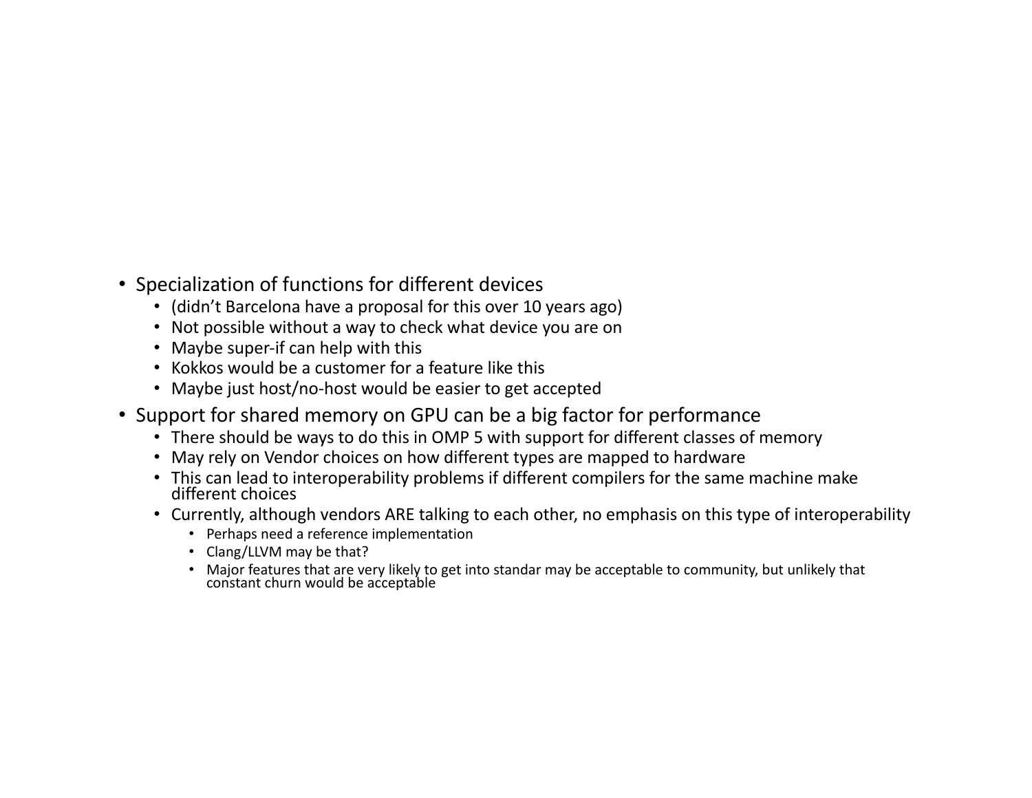- Specialization of functions for different devices
  - (didn't Barcelona have a proposal for this over 10 years ago)
  - Not possible without a way to check what device you are on
  - Maybe super-if can help with this
  - Kokkos would be a customer for a feature like this
  - Maybe just host/no-host would be easier to get accepted
- Support for shared memory on GPU can be a big factor for performance
  - There should be ways to do this in OMP 5 with support for different classes of memory
  - May rely on Vendor choices on how different types are mapped to hardware
  - This can lead to interoperability problems if different compilers for the same machine make different choices
  - Currently, although vendors ARE talking to each other, no emphasis on this type of interoperability
    - Perhaps need a reference implementation
    - Clang/LLVM may be that?
    - Major features that are very likely to get into standar may be acceptable to community, but unlikely that constant churn would be acceptable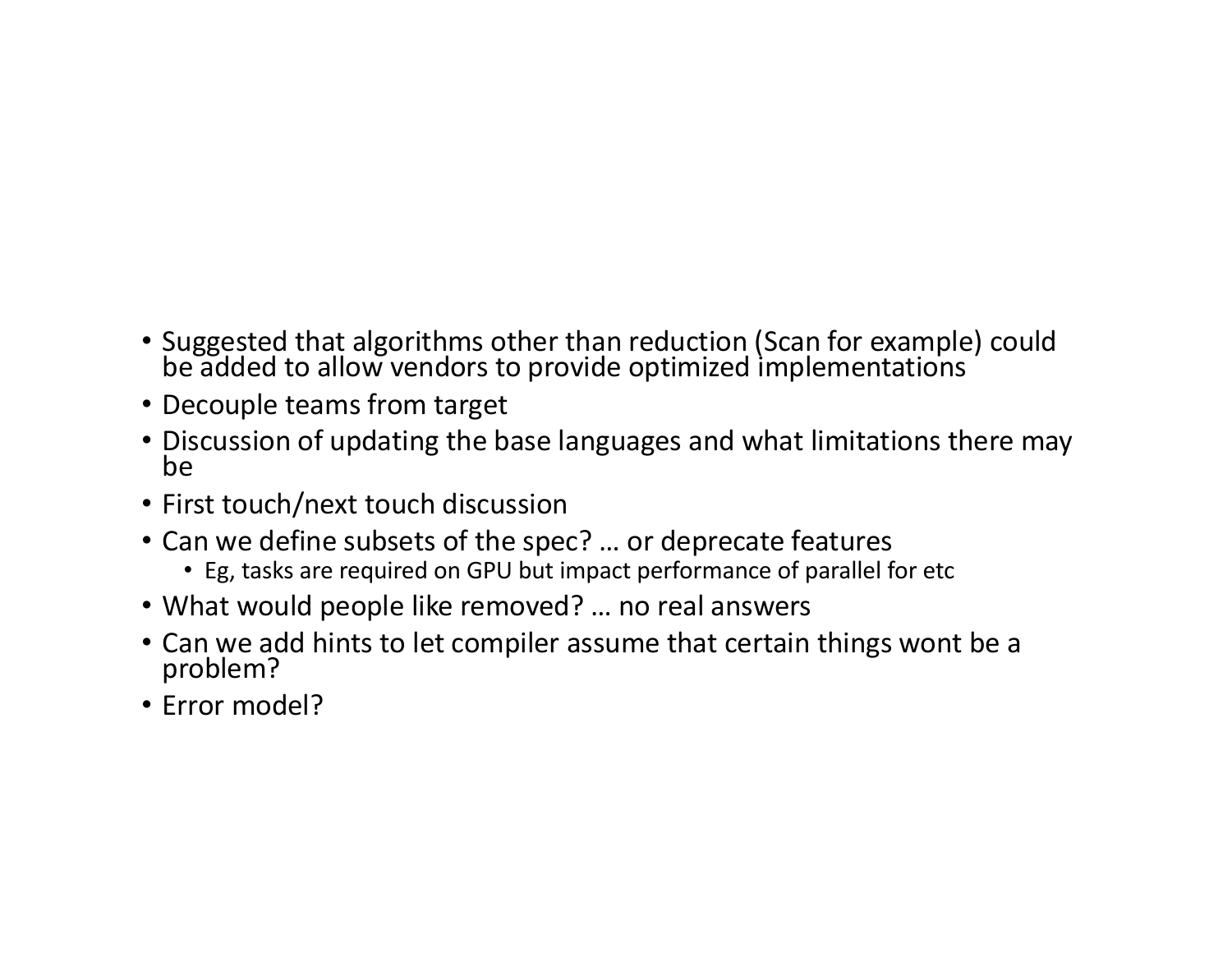- Suggested that algorithms other than reduction (Scan for example) could be added to allow vendors to provide optimized implementations
- Decouple teams from target
- Discussion of updating the base languages and what limitations there may be
- First touch/next touch discussion
- Can we define subsets of the spec? … or deprecate features
  - Eg, tasks are required on GPU but impact performance of parallel for etc
- What would people like removed? … no real answers
- Can we add hints to let compiler assume that certain things wont be a problem?
- Error model?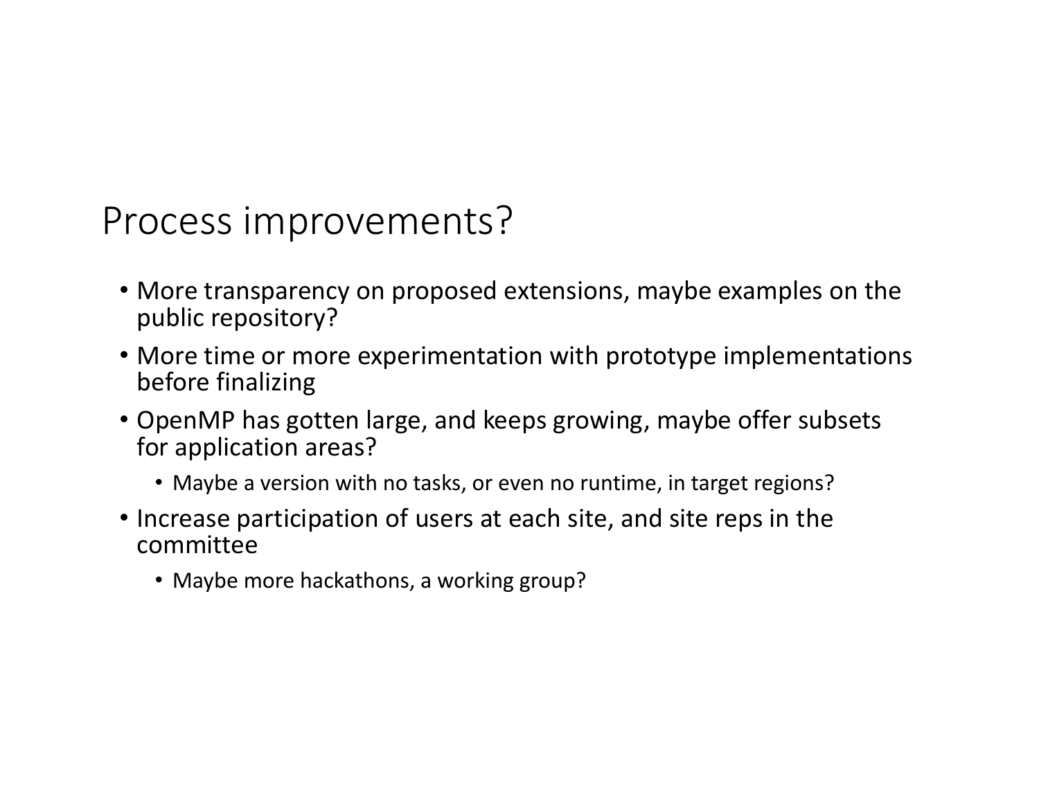# Process improvements?

- More transparency on proposed extensions, maybe examples on the public repository?
- More time or more experimentation with prototype implementations before finalizing
- OpenMP has gotten large, and keeps growing, maybe offer subsets for application areas?
  - Maybe a version with no tasks, or even no runtime, in target regions?
- Increase participation of users at each site, and site reps in the committee
  - Maybe more hackathons, a working group?